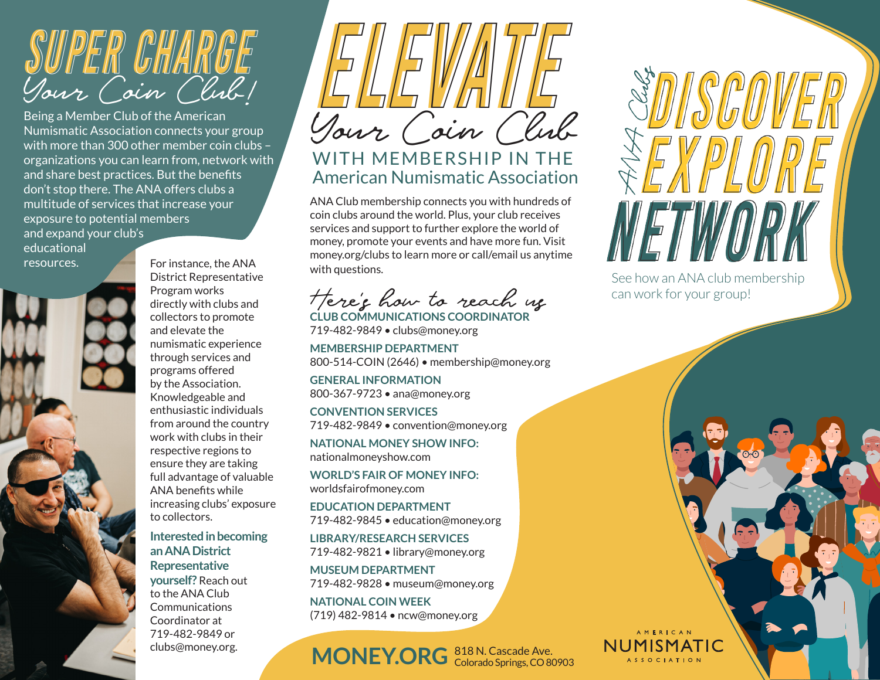# SUPER CHARGE *Your Coin Club!*

Being a Member Club of the American Numismatic Association connects your group with more than 300 other member coin clubs – organizations you can learn from, network with and share best practices. But the benefits don't stop there. The ANA offers clubs a multitude of services that increase your exposure to potential members and expand your club's educational resources.

For instance, the ANA District Representative Program works directly with clubs and collectors to promote and elevate the numismatic experience through services and programs offered by the Association. Knowledgeable and enthusiastic individuals from around the country work with clubs in their respective regions to ensure they are taking full advantage of valuable ANA benefits while increasing clubs' exposure to collectors.

**Interested in becoming an ANA District Representative yourself?** Reach out to the ANA Club Communications Coordinator at 719-482-9849 or clubs@money.org.

# ELEVATE *Your Coin Club*

## WITH MEMBERSHIP IN THE American Numismatic Association

ANA Club membership connects you with hundreds of coin clubs around the world. Plus, your club receives services and support to further explore the world of money, promote your events and have more fun. Visit money.org/clubs to learn more or call/email us anytime with questions.

*Here's how to reach us*

**CLUB COMMUNICATIONS COORDINATOR**
719-482-9849 • clubs@money.org

**MEMBERSHIP DEPARTMENT**
800-514-COIN (2646) • membership@money.org

**GENERAL INFORMATION**
800-367-9723 • ana@money.org

**CONVENTION SERVICES**
719-482-9849 • convention@money.org

**NATIONAL MONEY SHOW INFO:**
nationalmoneyshow.com

**WORLD'S FAIR OF MONEY INFO:**
worldsfairofmoney.com

**EDUCATION DEPARTMENT**
719-482-9845 • education@money.org

**LIBRARY/RESEARCH SERVICES**
719-482-9821 • library@money.org

**MUSEUM DEPARTMENT**
719-482-9828 • museum@money.org

**NATIONAL COIN WEEK**
(719) 482-9814 • ncw@money.org

**MONEY.ORG** 818 N. Cascade Ave. Colorado Springs, CO 80903

# *ANA Clubs* DISCOVER EXPLORE NETWORK

See how an ANA club membership can work for your group!

AMERICAN NUMISMATIC ASSOCIATION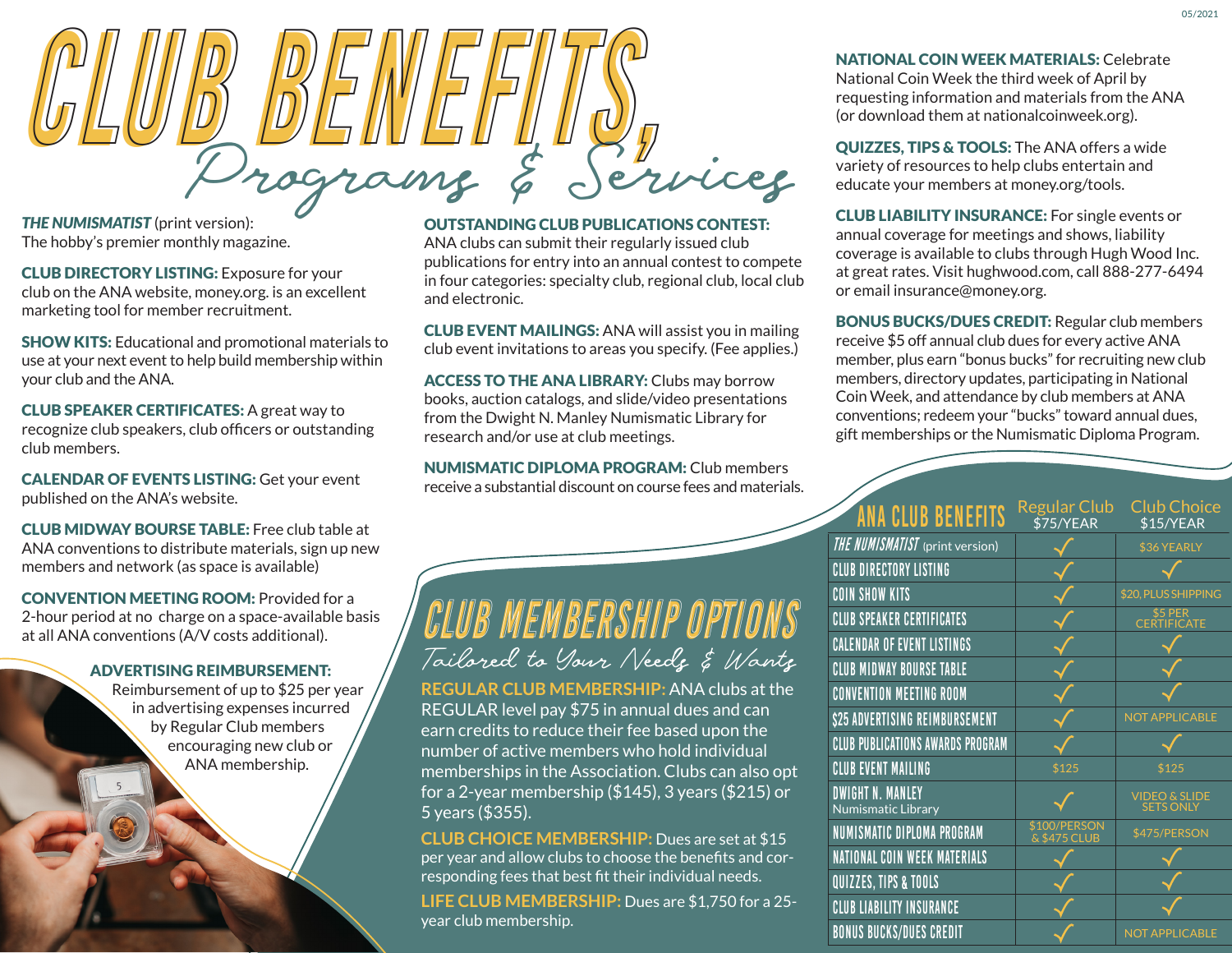# CLUB BENEFITS, Programs & Services

***THE NUMISMATIST*** (print version): The hobby's premier monthly magazine.

**CLUB DIRECTORY LISTING:** Exposure for your club on the ANA website, money.org. is an excellent marketing tool for member recruitment.

**SHOW KITS:** Educational and promotional materials to use at your next event to help build membership within your club and the ANA.

**CLUB SPEAKER CERTIFICATES:** A great way to recognize club speakers, club officers or outstanding club members.

**CALENDAR OF EVENTS LISTING:** Get your event published on the ANA's website.

**CLUB MIDWAY BOURSE TABLE:** Free club table at ANA conventions to distribute materials, sign up new members and network (as space is available)

**CONVENTION MEETING ROOM:** Provided for a 2-hour period at no charge on a space-available basis at all ANA conventions (A/V costs additional).

**ADVERTISING REIMBURSEMENT:** Reimbursement of up to $25 per year in advertising expenses incurred by Regular Club members encouraging new club or ANA membership.

**OUTSTANDING CLUB PUBLICATIONS CONTEST:** ANA clubs can submit their regularly issued club publications for entry into an annual contest to compete in four categories: specialty club, regional club, local club and electronic.

**CLUB EVENT MAILINGS:** ANA will assist you in mailing club event invitations to areas you specify. (Fee applies.)

**ACCESS TO THE ANA LIBRARY:** Clubs may borrow books, auction catalogs, and slide/video presentations from the Dwight N. Manley Numismatic Library for research and/or use at club meetings.

**NUMISMATIC DIPLOMA PROGRAM:** Club members receive a substantial discount on course fees and materials.

**NATIONAL COIN WEEK MATERIALS:** Celebrate National Coin Week the third week of April by requesting information and materials from the ANA (or download them at nationalcoinweek.org).

**QUIZZES, TIPS & TOOLS:** The ANA offers a wide variety of resources to help clubs entertain and educate your members at money.org/tools.

**CLUB LIABILITY INSURANCE:** For single events or annual coverage for meetings and shows, liability coverage is available to clubs through Hugh Wood Inc. at great rates. Visit hughwood.com, call 888-277-6494 or email insurance@money.org.

**BONUS BUCKS/DUES CREDIT:** Regular club members receive $5 off annual club dues for every active ANA member, plus earn "bonus bucks" for recruiting new club members, directory updates, participating in National Coin Week, and attendance by club members at ANA conventions; redeem your "bucks" toward annual dues, gift memberships or the Numismatic Diploma Program.

## CLUB MEMBERSHIP OPTIONS

*Tailored to Your Needs & Wants*

**REGULAR CLUB MEMBERSHIP:** ANA clubs at the REGULAR level pay $75 in annual dues and can earn credits to reduce their fee based upon the number of active members who hold individual memberships in the Association. Clubs can also opt for a 2-year membership ($145), 3 years ($215) or 5 years ($355).

**CLUB CHOICE MEMBERSHIP:** Dues are set at $15 per year and allow clubs to choose the benefits and corresponding fees that best fit their individual needs.

**LIFE CLUB MEMBERSHIP:** Dues are $1,750 for a 25-year club membership.

| ANA CLUB BENEFITS | Regular Club $75/YEAR | Club Choice $15/YEAR |
|---|---|---|
| *THE NUMISMATIST* (print version) | ✓ | $36 YEARLY |
| CLUB DIRECTORY LISTING | ✓ | ✓ |
| COIN SHOW KITS | ✓ | $20, PLUS SHIPPING |
| CLUB SPEAKER CERTIFICATES | ✓ | $5 PER CERTIFICATE |
| CALENDAR OF EVENT LISTINGS | ✓ | ✓ |
| CLUB MIDWAY BOURSE TABLE | ✓ | ✓ |
| CONVENTION MEETING ROOM | ✓ | ✓ |
| $25 ADVERTISING REIMBURSEMENT | ✓ | NOT APPLICABLE |
| CLUB PUBLICATIONS AWARDS PROGRAM | ✓ | ✓ |
| CLUB EVENT MAILING | $125 | $125 |
| DWIGHT N. MANLEY Numismatic Library | ✓ | VIDEO & SLIDE SETS ONLY |
| NUMISMATIC DIPLOMA PROGRAM | $100/PERSON & $475 CLUB | $475/PERSON |
| NATIONAL COIN WEEK MATERIALS | ✓ | ✓ |
| QUIZZES, TIPS & TOOLS | ✓ | ✓ |
| CLUB LIABILITY INSURANCE | ✓ | ✓ |
| BONUS BUCKS/DUES CREDIT | ✓ | NOT APPLICABLE |